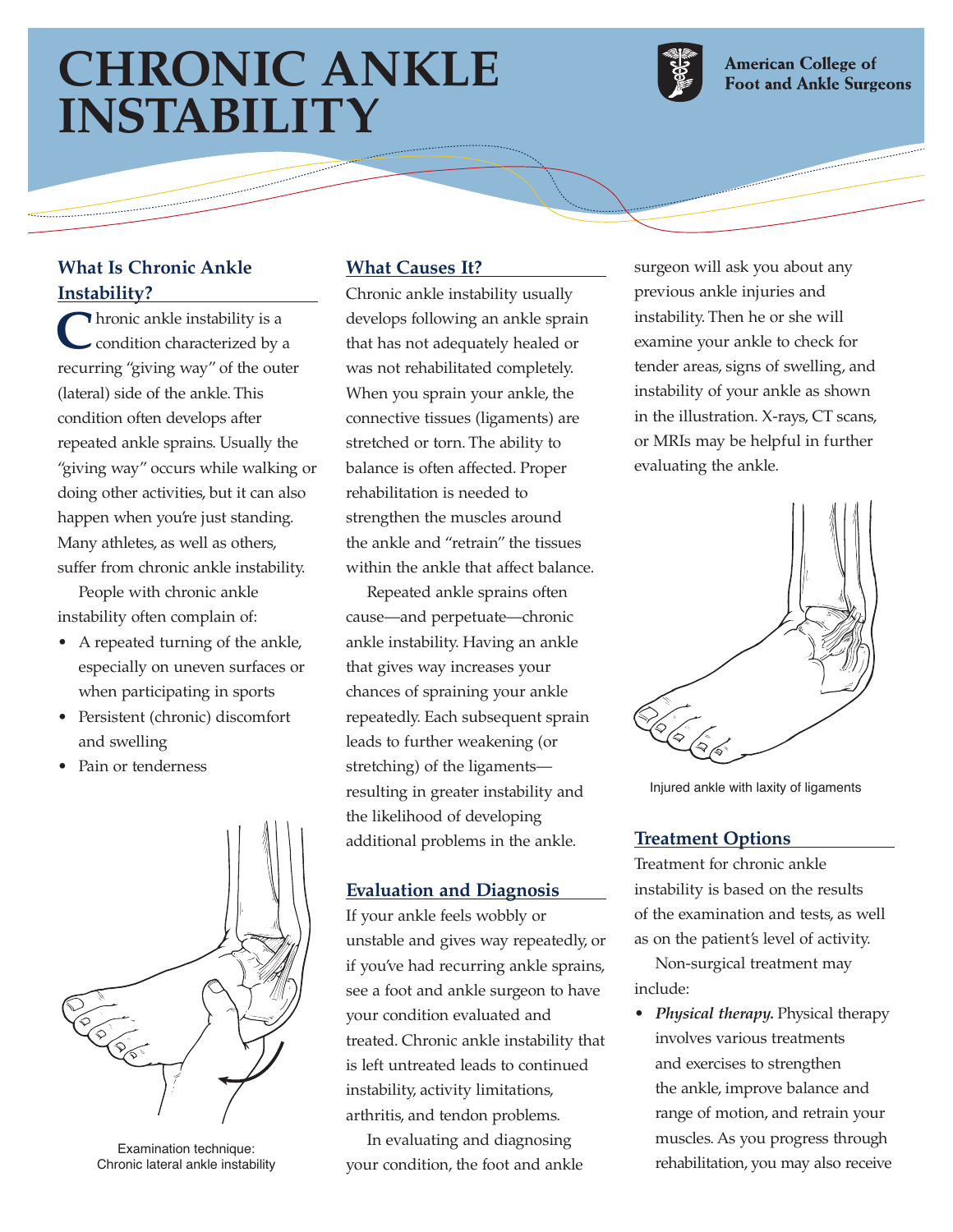# CHRONIC ANKLE INSTABILITY

American College of Foot and Ankle Surgeons

## What Is Chronic Ankle Instability?

Chronic ankle instability is a condition characterized by a recurring "giving way" of the outer (lateral) side of the ankle. This condition often develops after repeated ankle sprains. Usually the "giving way" occurs while walking or doing other activities, but it can also happen when you're just standing. Many athletes, as well as others, suffer from chronic ankle instability.

People with chronic ankle instability often complain of:

- A repeated turning of the ankle, especially on uneven surfaces or when participating in sports
- Persistent (chronic) discomfort and swelling
- Pain or tenderness

Examination technique: Chronic lateral ankle instability

## What Causes It?

Chronic ankle instability usually develops following an ankle sprain that has not adequately healed or was not rehabilitated completely. When you sprain your ankle, the connective tissues (ligaments) are stretched or torn. The ability to balance is often affected. Proper rehabilitation is needed to strengthen the muscles around the ankle and "retrain" the tissues within the ankle that affect balance.

Repeated ankle sprains often cause—and perpetuate—chronic ankle instability. Having an ankle that gives way increases your chances of spraining your ankle repeatedly. Each subsequent sprain leads to further weakening (or stretching) of the ligaments—resulting in greater instability and the likelihood of developing additional problems in the ankle.

## Evaluation and Diagnosis

If your ankle feels wobbly or unstable and gives way repeatedly, or if you've had recurring ankle sprains, see a foot and ankle surgeon to have your condition evaluated and treated. Chronic ankle instability that is left untreated leads to continued instability, activity limitations, arthritis, and tendon problems.

In evaluating and diagnosing your condition, the foot and ankle surgeon will ask you about any previous ankle injuries and instability. Then he or she will examine your ankle to check for tender areas, signs of swelling, and instability of your ankle as shown in the illustration. X-rays, CT scans, or MRIs may be helpful in further evaluating the ankle.

Injured ankle with laxity of ligaments

## Treatment Options

Treatment for chronic ankle instability is based on the results of the examination and tests, as well as on the patient's level of activity.

Non-surgical treatment may include:

- ***Physical therapy.*** Physical therapy involves various treatments and exercises to strengthen the ankle, improve balance and range of motion, and retrain your muscles. As you progress through rehabilitation, you may also receive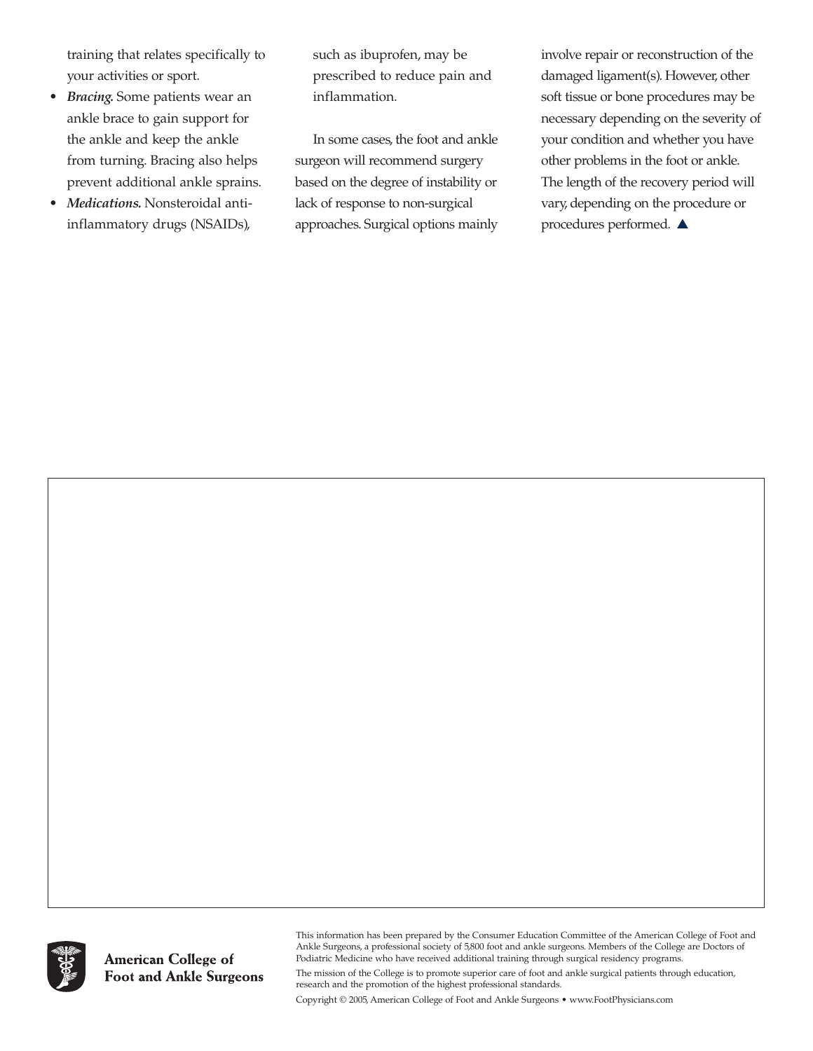training that relates specifically to your activities or sport.

- ***Bracing.*** Some patients wear an ankle brace to gain support for the ankle and keep the ankle from turning. Bracing also helps prevent additional ankle sprains.
- ***Medications.*** Nonsteroidal anti-inflammatory drugs (NSAIDs), such as ibuprofen, may be prescribed to reduce pain and inflammation.

In some cases, the foot and ankle surgeon will recommend surgery based on the degree of instability or lack of response to non-surgical approaches. Surgical options mainly involve repair or reconstruction of the damaged ligament(s). However, other soft tissue or bone procedures may be necessary depending on the severity of your condition and whether you have other problems in the foot or ankle. The length of the recovery period will vary, depending on the procedure or procedures performed. ▲

**American College of Foot and Ankle Surgeons**

This information has been prepared by the Consumer Education Committee of the American College of Foot and Ankle Surgeons, a professional society of 5,800 foot and ankle surgeons. Members of the College are Doctors of Podiatric Medicine who have received additional training through surgical residency programs.

The mission of the College is to promote superior care of foot and ankle surgical patients through education, research and the promotion of the highest professional standards.

Copyright © 2005, American College of Foot and Ankle Surgeons • www.FootPhysicians.com